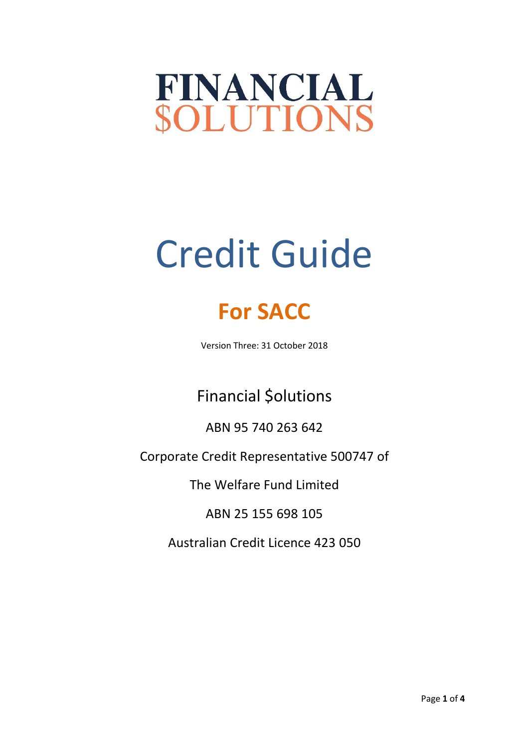FINANCIAL
$OLUTIONS

# Credit Guide

## For SACC

Version Three: 31 October 2018

Financial $olutions

ABN 95 740 263 642

Corporate Credit Representative 500747 of

The Welfare Fund Limited

ABN 25 155 698 105

Australian Credit Licence 423 050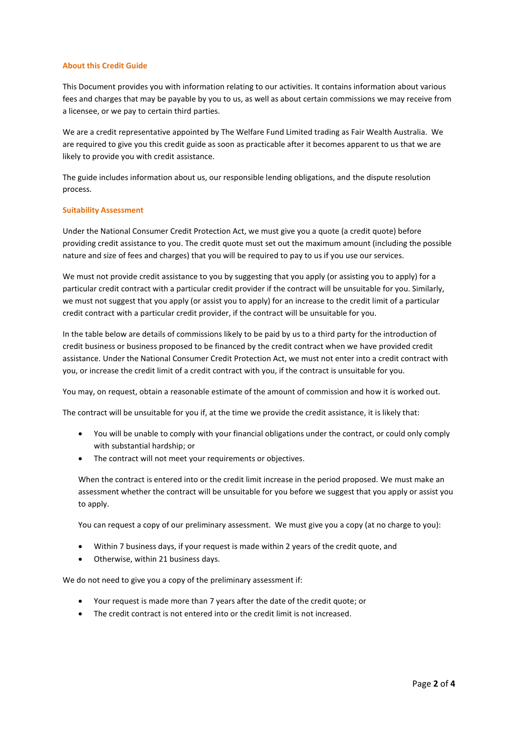## About this Credit Guide

This Document provides you with information relating to our activities. It contains information about various fees and charges that may be payable by you to us, as well as about certain commissions we may receive from a licensee, or we pay to certain third parties.

We are a credit representative appointed by The Welfare Fund Limited trading as Fair Wealth Australia. We are required to give you this credit guide as soon as practicable after it becomes apparent to us that we are likely to provide you with credit assistance.

The guide includes information about us, our responsible lending obligations, and the dispute resolution process.

## Suitability Assessment

Under the National Consumer Credit Protection Act, we must give you a quote (a credit quote) before providing credit assistance to you. The credit quote must set out the maximum amount (including the possible nature and size of fees and charges) that you will be required to pay to us if you use our services.

We must not provide credit assistance to you by suggesting that you apply (or assisting you to apply) for a particular credit contract with a particular credit provider if the contract will be unsuitable for you. Similarly, we must not suggest that you apply (or assist you to apply) for an increase to the credit limit of a particular credit contract with a particular credit provider, if the contract will be unsuitable for you.

In the table below are details of commissions likely to be paid by us to a third party for the introduction of credit business or business proposed to be financed by the credit contract when we have provided credit assistance. Under the National Consumer Credit Protection Act, we must not enter into a credit contract with you, or increase the credit limit of a credit contract with you, if the contract is unsuitable for you.

You may, on request, obtain a reasonable estimate of the amount of commission and how it is worked out.

The contract will be unsuitable for you if, at the time we provide the credit assistance, it is likely that:

- You will be unable to comply with your financial obligations under the contract, or could only comply with substantial hardship; or
- The contract will not meet your requirements or objectives.

When the contract is entered into or the credit limit increase in the period proposed. We must make an assessment whether the contract will be unsuitable for you before we suggest that you apply or assist you to apply.

You can request a copy of our preliminary assessment. We must give you a copy (at no charge to you):

- Within 7 business days, if your request is made within 2 years of the credit quote, and
- Otherwise, within 21 business days.

We do not need to give you a copy of the preliminary assessment if:

- Your request is made more than 7 years after the date of the credit quote; or
- The credit contract is not entered into or the credit limit is not increased.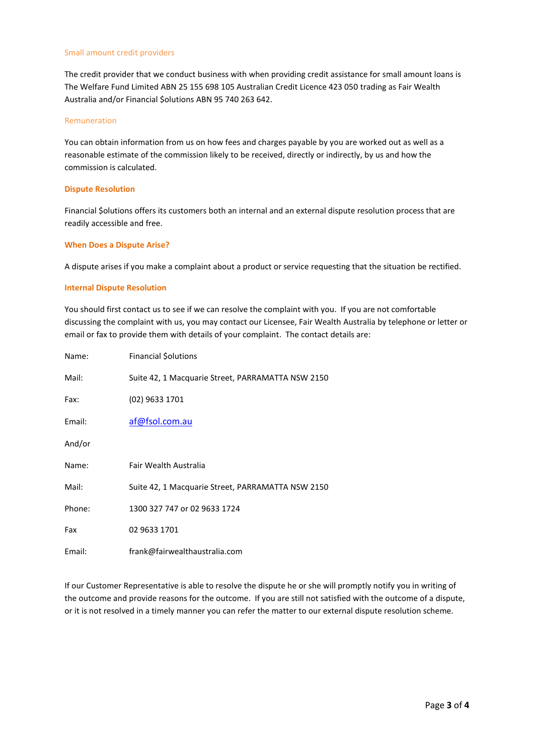## Small amount credit providers

The credit provider that we conduct business with when providing credit assistance for small amount loans is The Welfare Fund Limited ABN 25 155 698 105 Australian Credit Licence 423 050 trading as Fair Wealth Australia and/or Financial $olutions ABN 95 740 263 642.

## Remuneration

You can obtain information from us on how fees and charges payable by you are worked out as well as a reasonable estimate of the commission likely to be received, directly or indirectly, by us and how the commission is calculated.

## Dispute Resolution

Financial $olutions offers its customers both an internal and an external dispute resolution process that are readily accessible and free.

## When Does a Dispute Arise?

A dispute arises if you make a complaint about a product or service requesting that the situation be rectified.

## Internal Dispute Resolution

You should first contact us to see if we can resolve the complaint with you. If you are not comfortable discussing the complaint with us, you may contact our Licensee, Fair Wealth Australia by telephone or letter or email or fax to provide them with details of your complaint. The contact details are:

| | |
|---|---|
| Name: | Financial $olutions |
| Mail: | Suite 42, 1 Macquarie Street, PARRAMATTA NSW 2150 |
| Fax: | (02) 9633 1701 |
| Email: | af@fsol.com.au |

And/or

| | |
|---|---|
| Name: | Fair Wealth Australia |
| Mail: | Suite 42, 1 Macquarie Street, PARRAMATTA NSW 2150 |
| Phone: | 1300 327 747 or 02 9633 1724 |
| Fax | 02 9633 1701 |
| Email: | frank@fairwealthaustralia.com |

If our Customer Representative is able to resolve the dispute he or she will promptly notify you in writing of the outcome and provide reasons for the outcome. If you are still not satisfied with the outcome of a dispute, or it is not resolved in a timely manner you can refer the matter to our external dispute resolution scheme.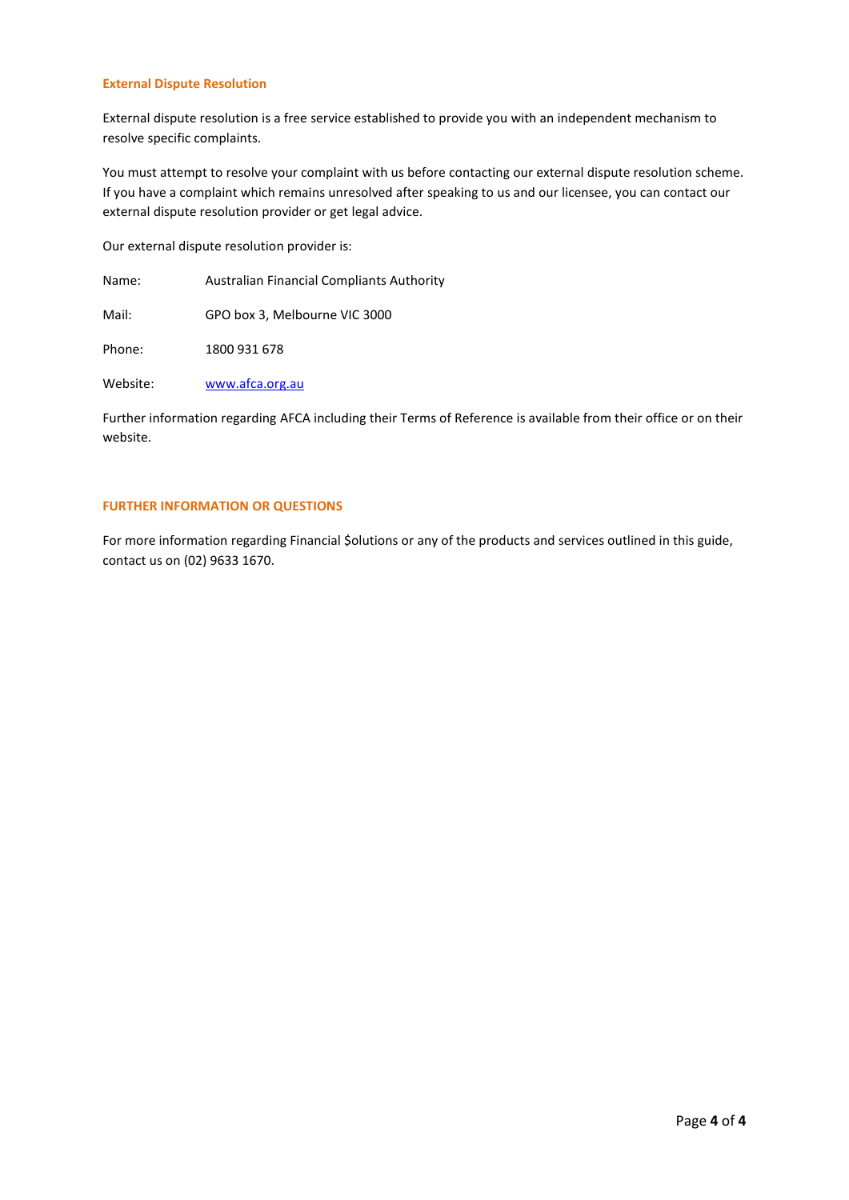### External Dispute Resolution

External dispute resolution is a free service established to provide you with an independent mechanism to resolve specific complaints.

You must attempt to resolve your complaint with us before contacting our external dispute resolution scheme. If you have a complaint which remains unresolved after speaking to us and our licensee, you can contact our external dispute resolution provider or get legal advice.

Our external dispute resolution provider is:

| | |
|---|---|
| Name: | Australian Financial Compliants Authority |
| Mail: | GPO box 3, Melbourne VIC 3000 |
| Phone: | 1800 931 678 |
| Website: | www.afca.org.au |

Further information regarding AFCA including their Terms of Reference is available from their office or on their website.

### FURTHER INFORMATION OR QUESTIONS

For more information regarding Financial $olutions or any of the products and services outlined in this guide, contact us on (02) 9633 1670.